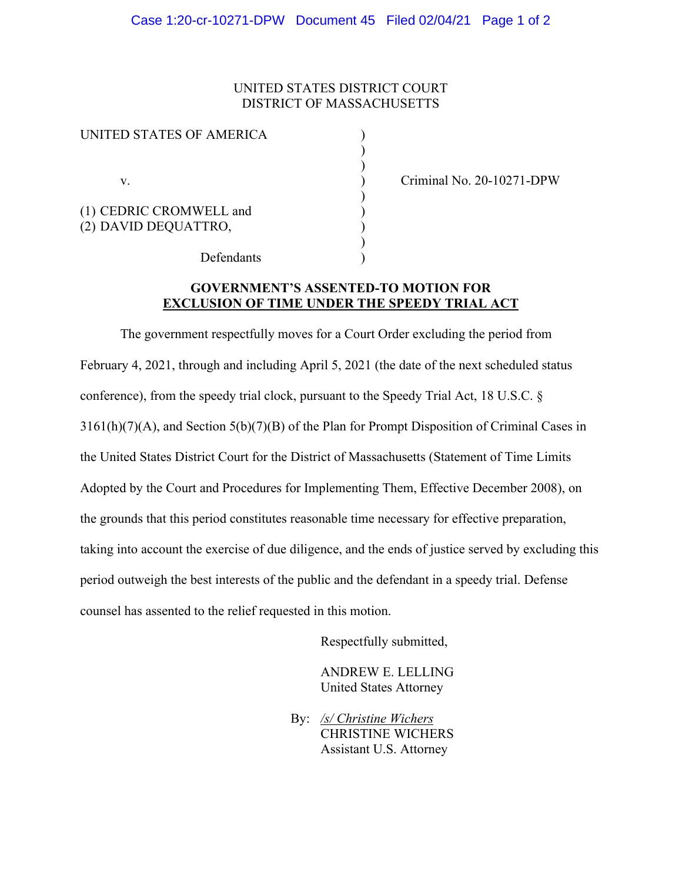UNITED STATES DISTRICT COURT
DISTRICT OF MASSACHUSETTS

UNITED STATES OF AMERICA

v.

(1) CEDRIC CROMWELL and
(2) DAVID DEQUATTRO,

Defendants

Criminal No. 20-10271-DPW

**GOVERNMENT'S ASSENTED-TO MOTION FOR EXCLUSION OF TIME UNDER THE SPEEDY TRIAL ACT**

The government respectfully moves for a Court Order excluding the period from February 4, 2021, through and including April 5, 2021 (the date of the next scheduled status conference), from the speedy trial clock, pursuant to the Speedy Trial Act, 18 U.S.C. § 3161(h)(7)(A), and Section 5(b)(7)(B) of the Plan for Prompt Disposition of Criminal Cases in the United States District Court for the District of Massachusetts (Statement of Time Limits Adopted by the Court and Procedures for Implementing Them, Effective December 2008), on the grounds that this period constitutes reasonable time necessary for effective preparation, taking into account the exercise of due diligence, and the ends of justice served by excluding this period outweigh the best interests of the public and the defendant in a speedy trial. Defense counsel has assented to the relief requested in this motion.

Respectfully submitted,

ANDREW E. LELLING
United States Attorney

By: */s/ Christine Wichers*
CHRISTINE WICHERS
Assistant U.S. Attorney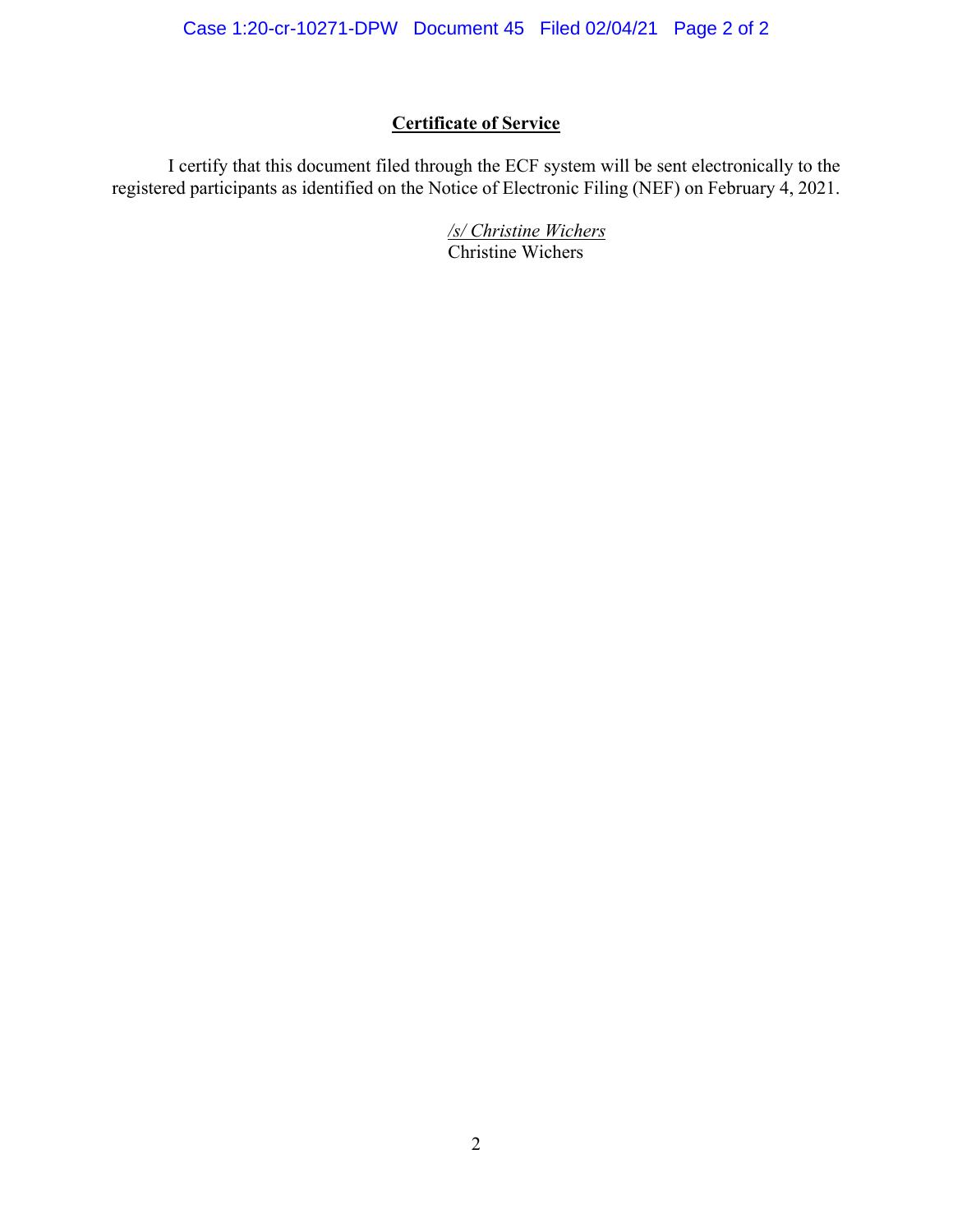## **Certificate of Service**

I certify that this document filed through the ECF system will be sent electronically to the registered participants as identified on the Notice of Electronic Filing (NEF) on February 4, 2021.

*/s/ Christine Wichers*
Christine Wichers